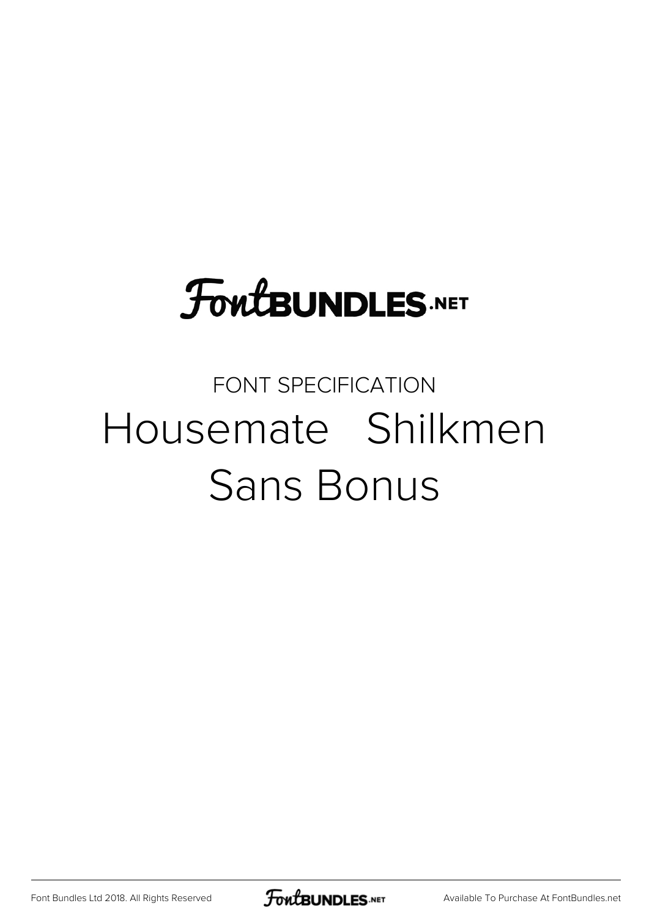# FontBUNDLES.NET

FONT SPECIFICATION

## Housemate Shilkmen Sans Bonus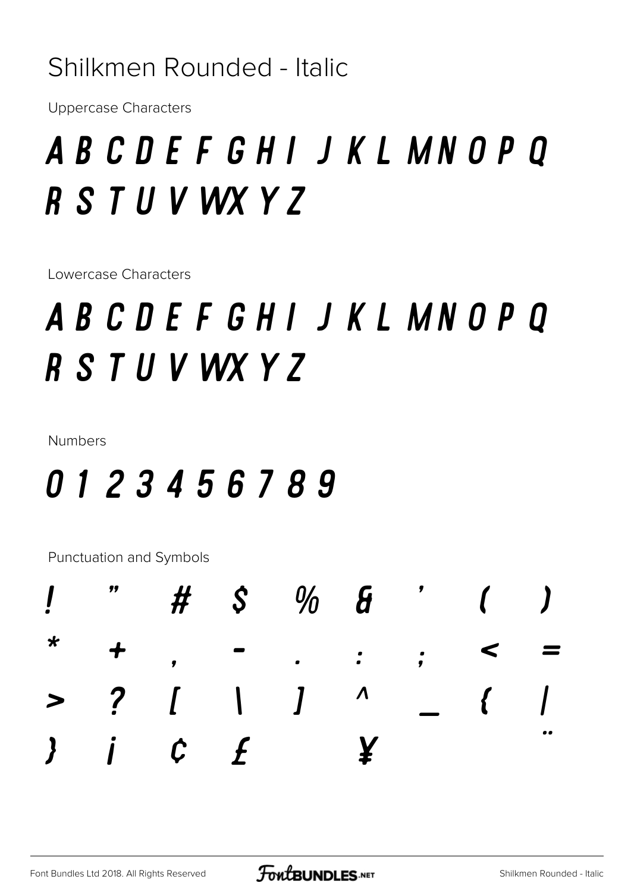# Shilkmen Rounded - Italic

Uppercase Characters

A B C D E F G H I J K L M N O P Q R S T U V W X Y Z

Lowercase Characters

A B C D E F G H I J K L M N O P Q R S T U V W X Y Z

Numbers

0 1 2 3 4 5 6 7 8 9

Punctuation and Symbols

! " # $ % & ' ( )
* + , - . : ; < =
> ? [ \ ] ^ _ { |
} ¡ ¢ £ ¥ ¨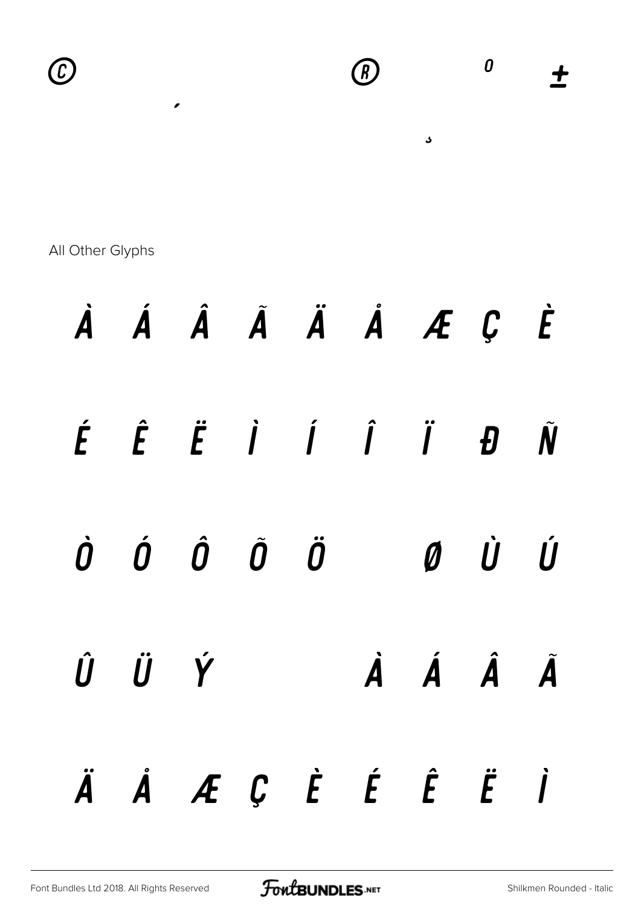©                                   ®           º     ±

´

¸

All Other Glyphs

À Á Â Ã Ä Å Æ Ç È

É Ê Ë Ì Í Î Ï Đ Ñ

Ò Ó Ô Õ Ö   Ø Ù Ú

Û Ü Ý     À Á Â Ã

Ä Å Æ Ç È É Ê Ë Ì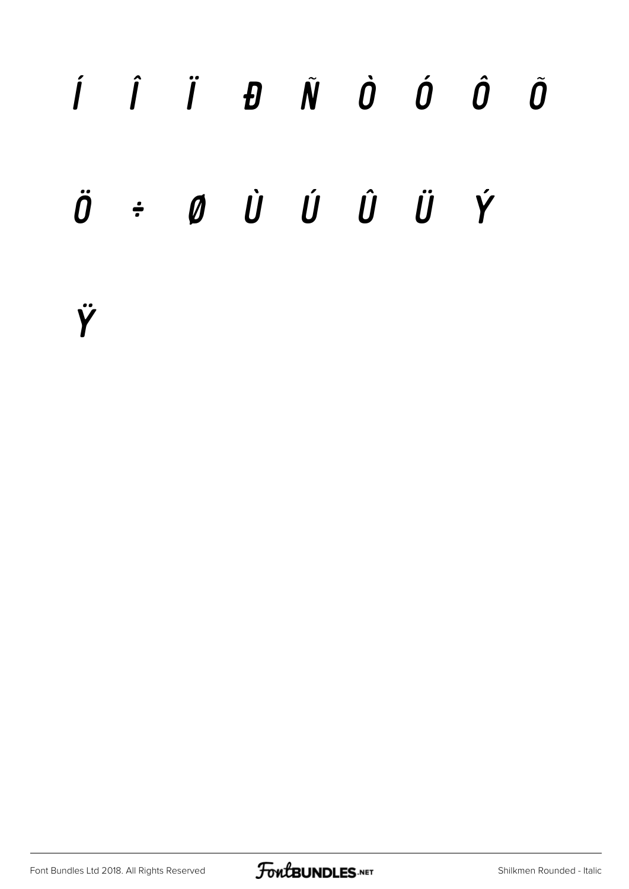Í Î Ï Đ Ñ Ò Ó Ô Õ

Ö ÷ Ø Ù Ú Û Ü Ý

Ÿ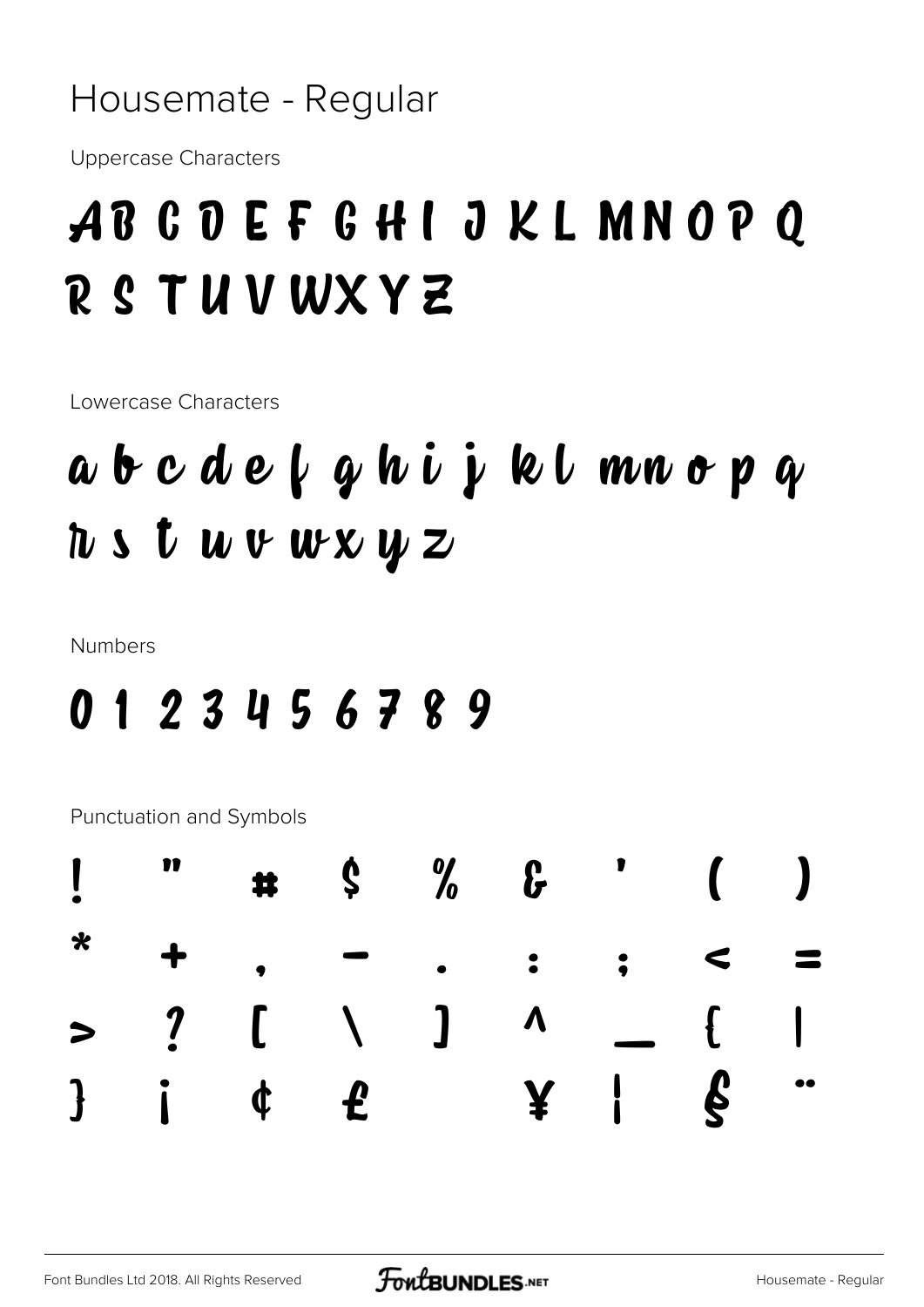# Housemate - Regular

Uppercase Characters

A B C D E F G H I J K L M N O P Q R S T U V W X Y Z

Lowercase Characters

a b c d e f g h i j k l m n o p q r s t u v w x y z

Numbers

0 1 2 3 4 5 6 7 8 9

Punctuation and Symbols

! " # $ % & ' ( )
* + , - . : ; < =
> ? [ \ ] ^ _ { |
} ¡ ¢ £ ¥ ¦ § ¨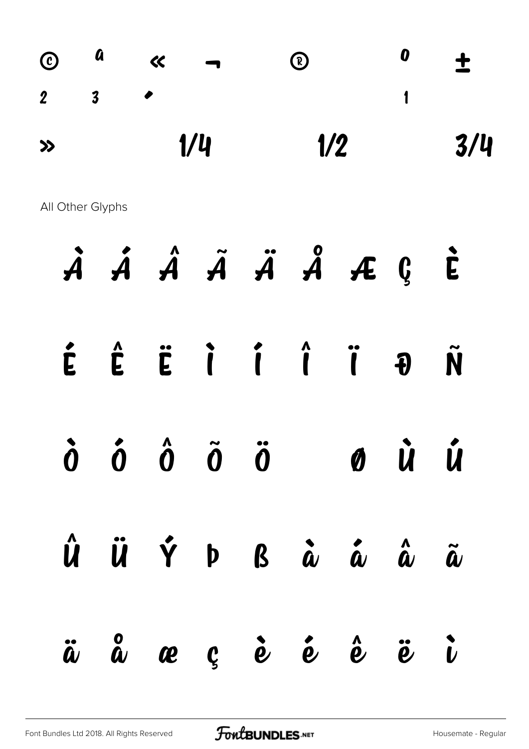© ª « ¬ ® º ±

² ³ ´ ¹

» ¼ ½ ¾

All Other Glyphs

À Á Â Ã Ä Å Æ Ç È

É Ê Ë Ì Í Î Ï Ð Ñ

Ò Ó Ô Õ Ö Ø Ù Ú

Û Ü Ý Þ ß à á â ã

ä å æ ç è é ê ë ì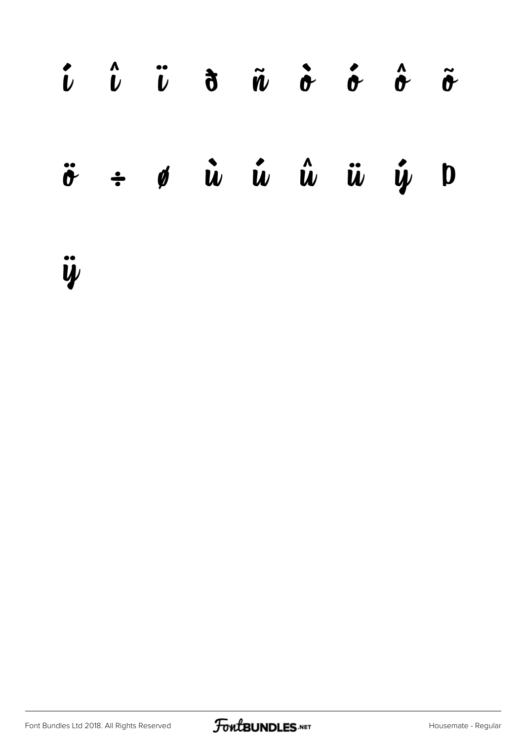í î ï ð ñ ò ó ô õ

ö ÷ ø ù ú û ü ý þ

ÿ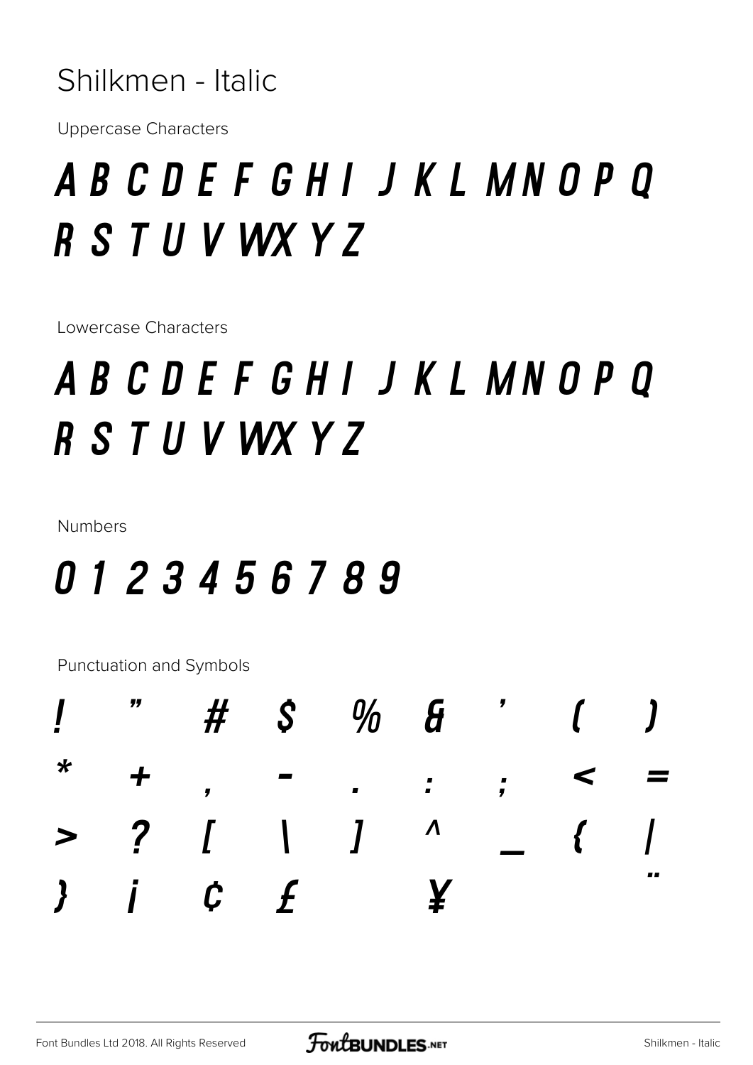Shilkmen - Italic

Uppercase Characters

A B C D E F G H I J K L M N O P Q R S T U V W X Y Z

Lowercase Characters

A B C D E F G H I J K L M N O P Q R S T U V W X Y Z

Numbers

0 1 2 3 4 5 6 7 8 9

Punctuation and Symbols

! " # $ % & ' ( )
* + , - . : ; < =
> ? [ \ ] ^ _ { |
} ¡ ¢ £ ¥ ¨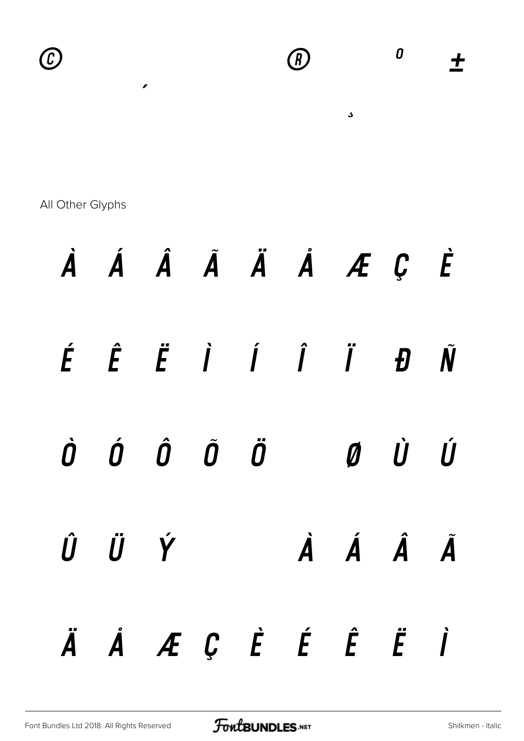©                     ®     º     ±

´

¸

All Other Glyphs

À Á Â Ã Ä Å Æ Ç È

É Ê Ë Ì Í Î Ï Đ Ñ

Ò Ó Ô Õ Ö   Ø Ù Ú

Û Ü Ý       À Á Â Ã

Ä Å Æ Ç È É Ê Ë Ì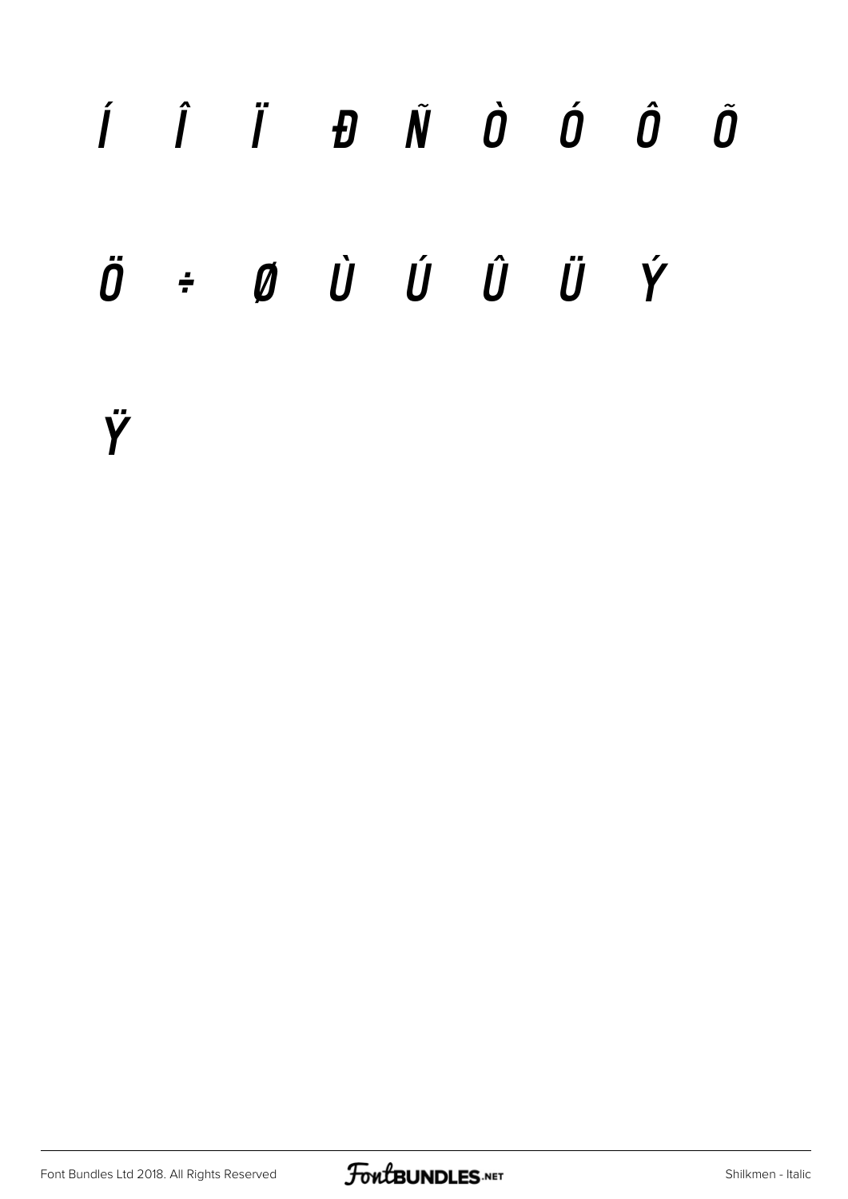Í Î Ï Ð Ñ Ò Ó Ô Õ

Ö ÷ Ø Ù Ú Û Ü Ý

Ÿ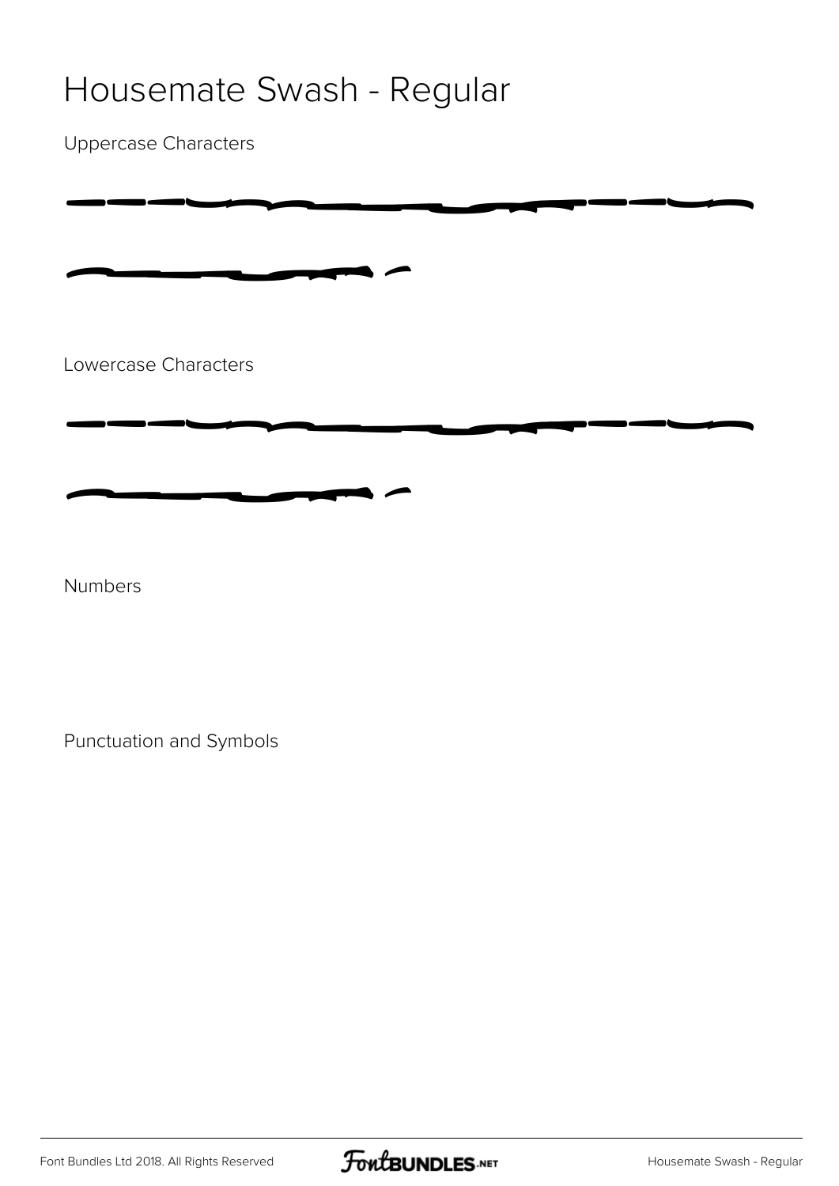# Housemate Swash - Regular

Uppercase Characters

Lowercase Characters

Numbers

Punctuation and Symbols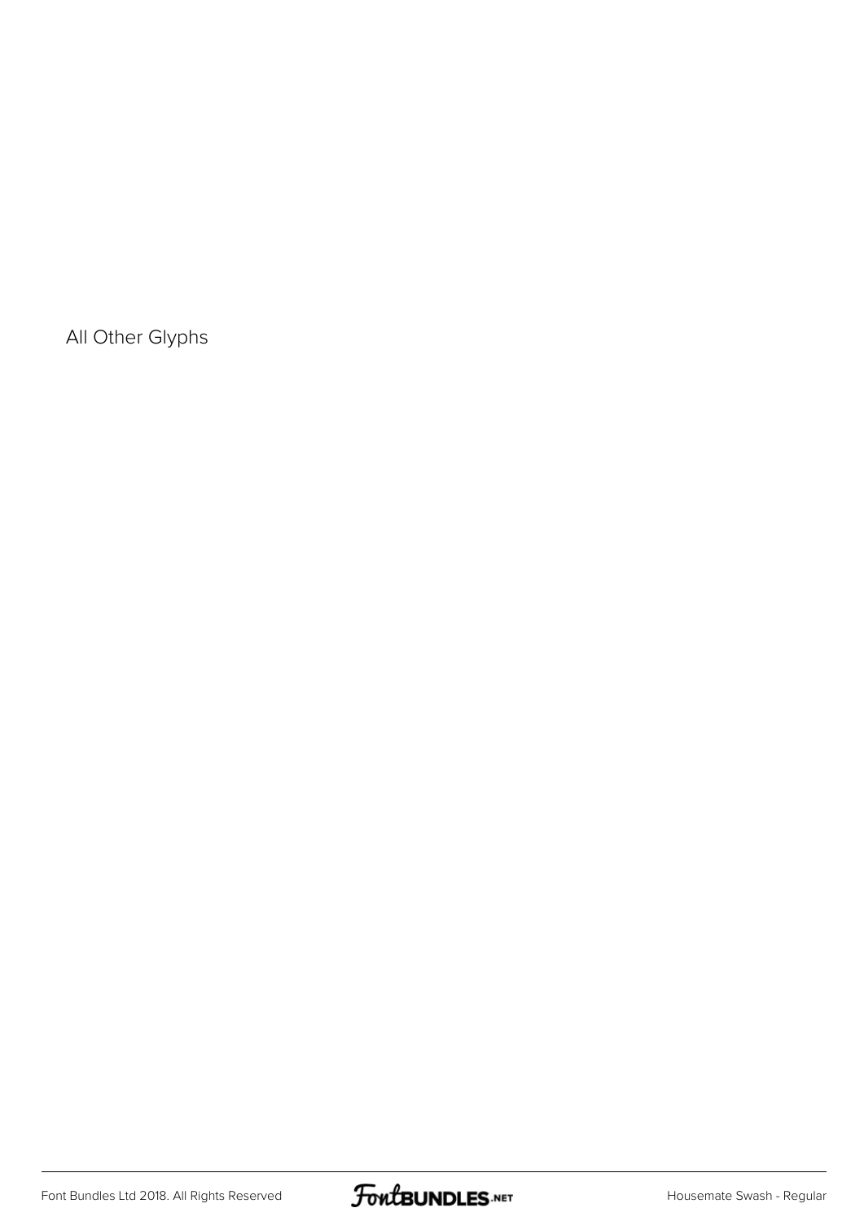All Other Glyphs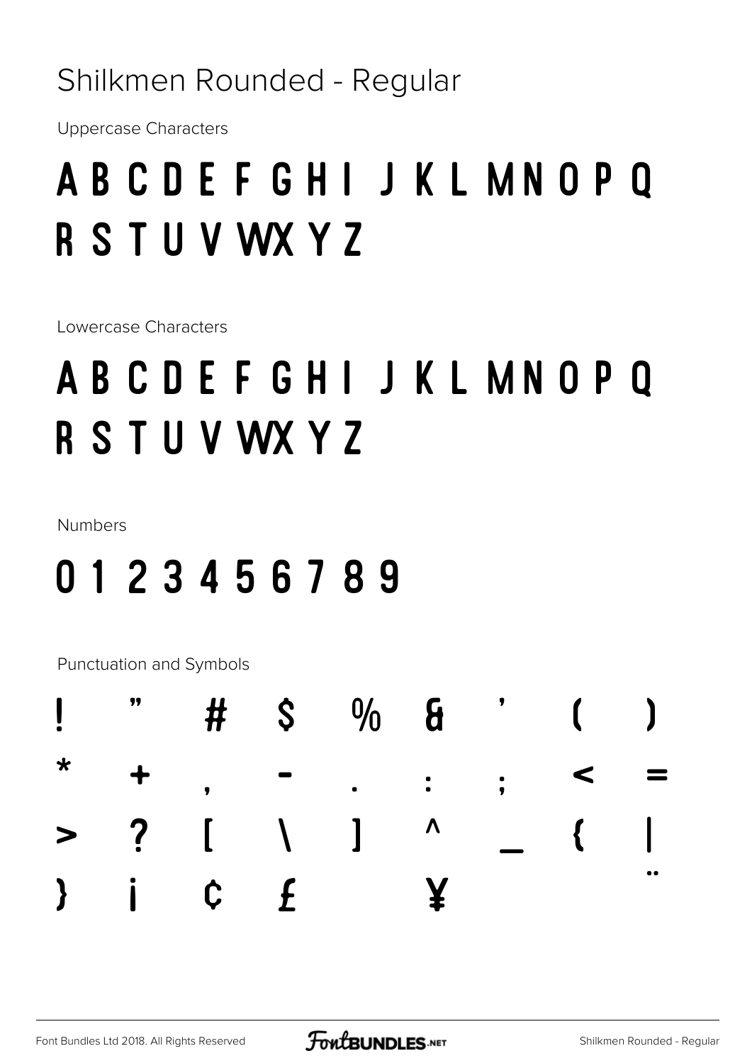# Shilkmen Rounded - Regular

Uppercase Characters

## A B C D E F G H I J K L M N O P Q R S T U V W X Y Z

Lowercase Characters

## A B C D E F G H I J K L M N O P Q R S T U V W X Y Z

Numbers

## 0 1 2 3 4 5 6 7 8 9

Punctuation and Symbols

| | | | | | | | | |
|---|---|---|---|---|---|---|---|---|
| ! | " | # | $ | % | & | ' | ( | ) |
| * | + | , | - | . | : | ; | < | = |
| > | ? | [ | \ | ] | ^ | _ | { | \| |
| } | ¡ | ¢ | £ | | ¥ | | | ¨ |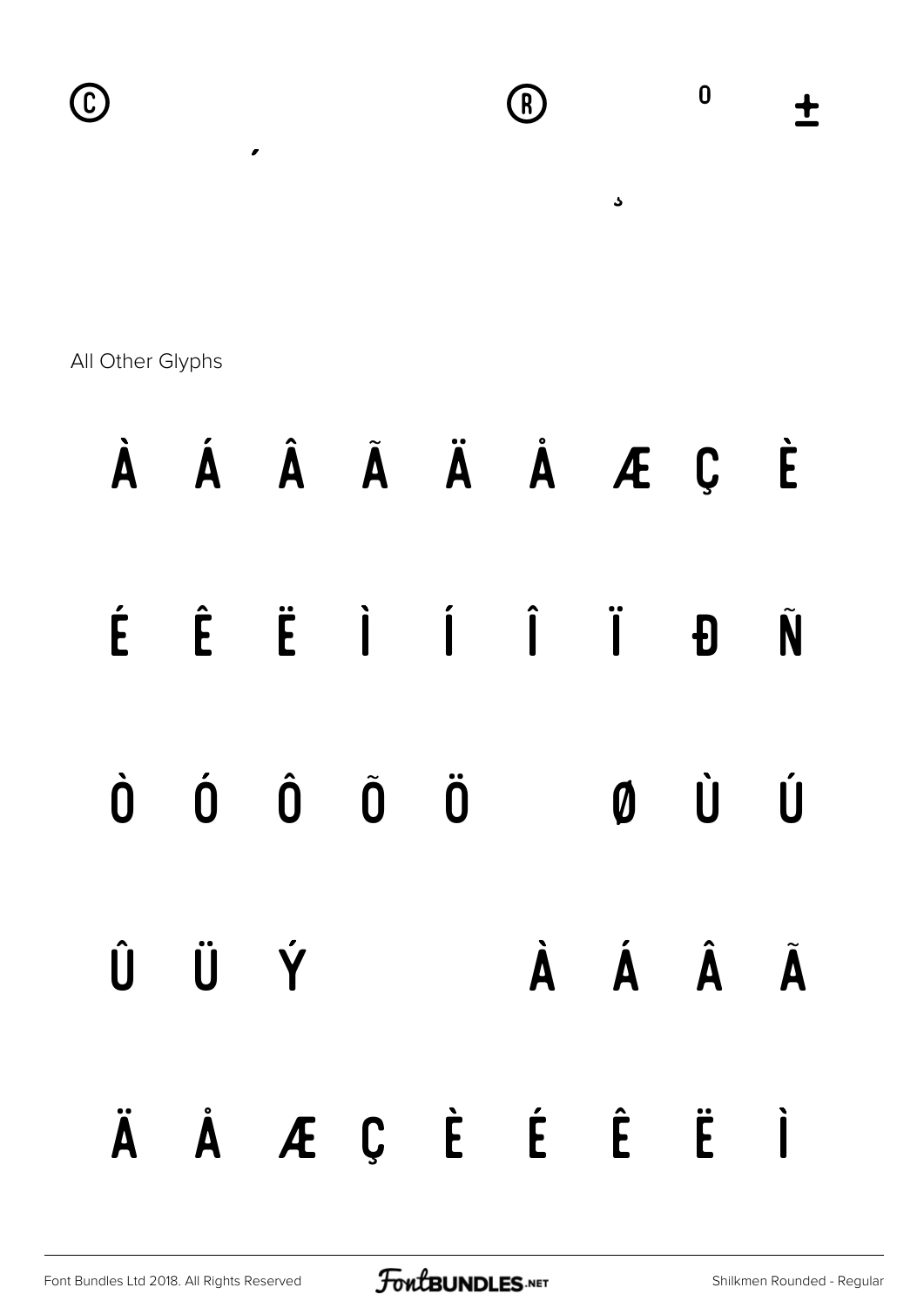© ® ° ±

´ ¸

All Other Glyphs

À Á Â Ã Ä Å Æ Ç È

É Ê Ë Ì Í Î Ï Ð Ñ

Ò Ó Ô Õ Ö Ø Ù Ú

Û Ü Ý À Á Â Ã

Ä Å Æ Ç È É Ê Ë Ì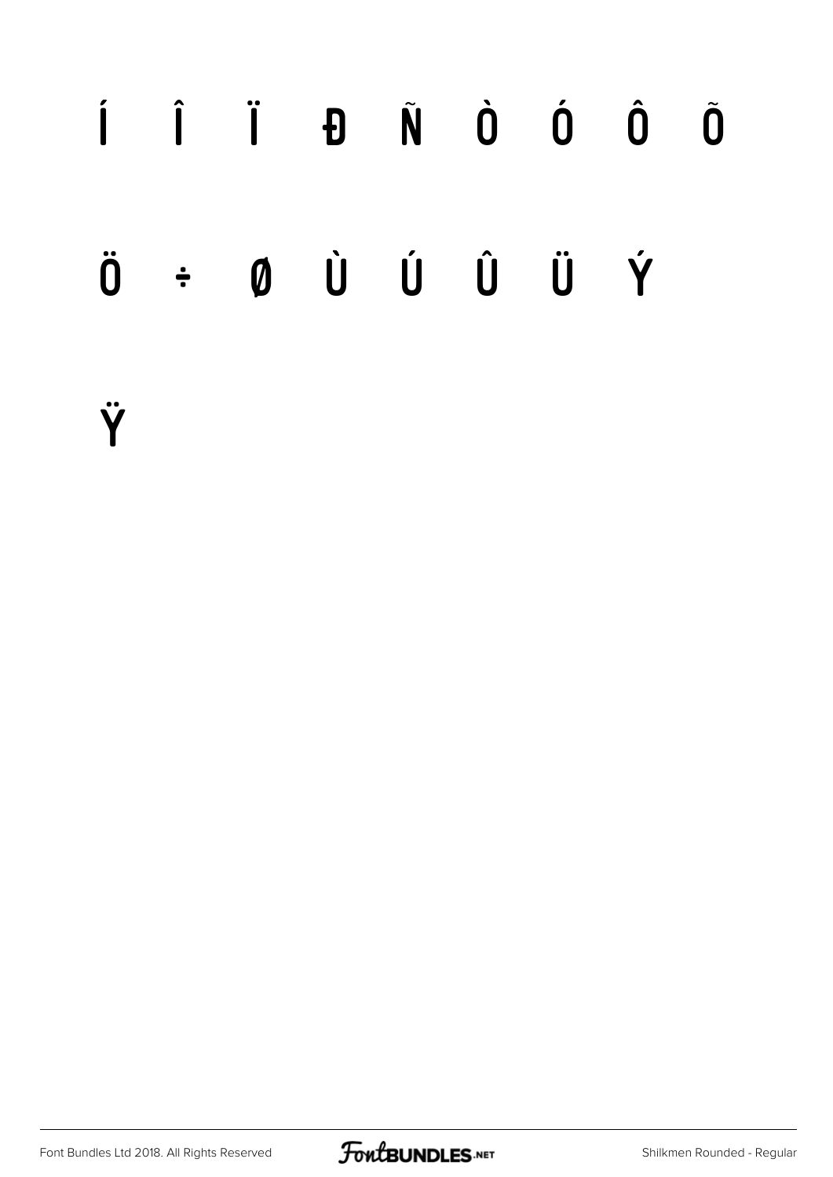Í Î Ï Ð Ñ Ò Ó Ô Õ

Ö ÷ Ø Ù Ú Û Ü Ý

Ÿ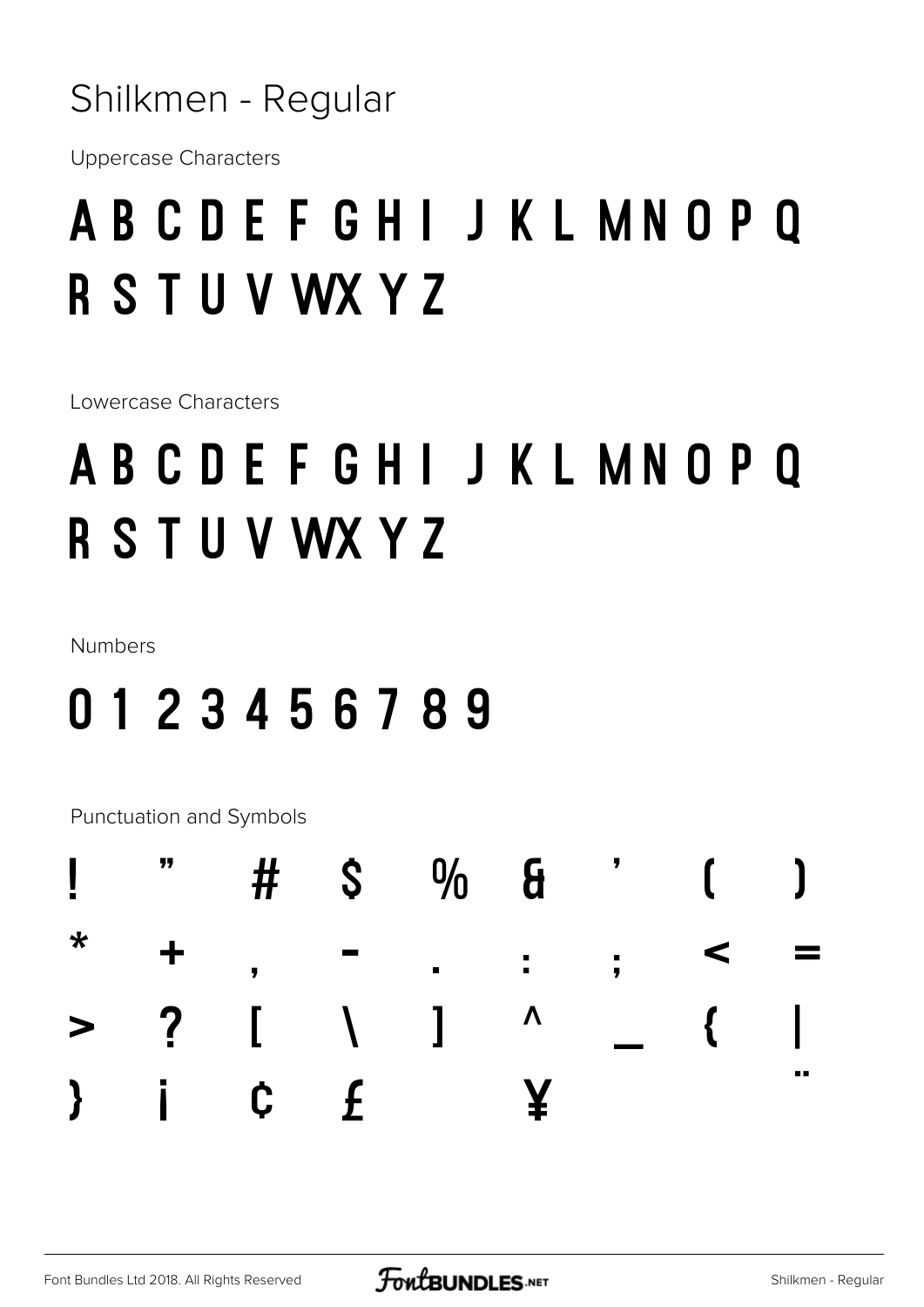# Shilkmen - Regular

Uppercase Characters

## A B C D E F G H I J K L M N O P Q R S T U V W X Y Z

Lowercase Characters

## A B C D E F G H I J K L M N O P Q R S T U V W X Y Z

Numbers

## 0 1 2 3 4 5 6 7 8 9

Punctuation and Symbols

| | | | | | | | | |
|---|---|---|---|---|---|---|---|---|
| ! | " | # | $ | % | & | ' | ( | ) |
| * | + | , | - | . | : | ; | < | = |
| > | ? | [ | \ | ] | ^ | _ | { | \| |
| } | ¡ | ¢ | £ | | ¥ | | | ¨ |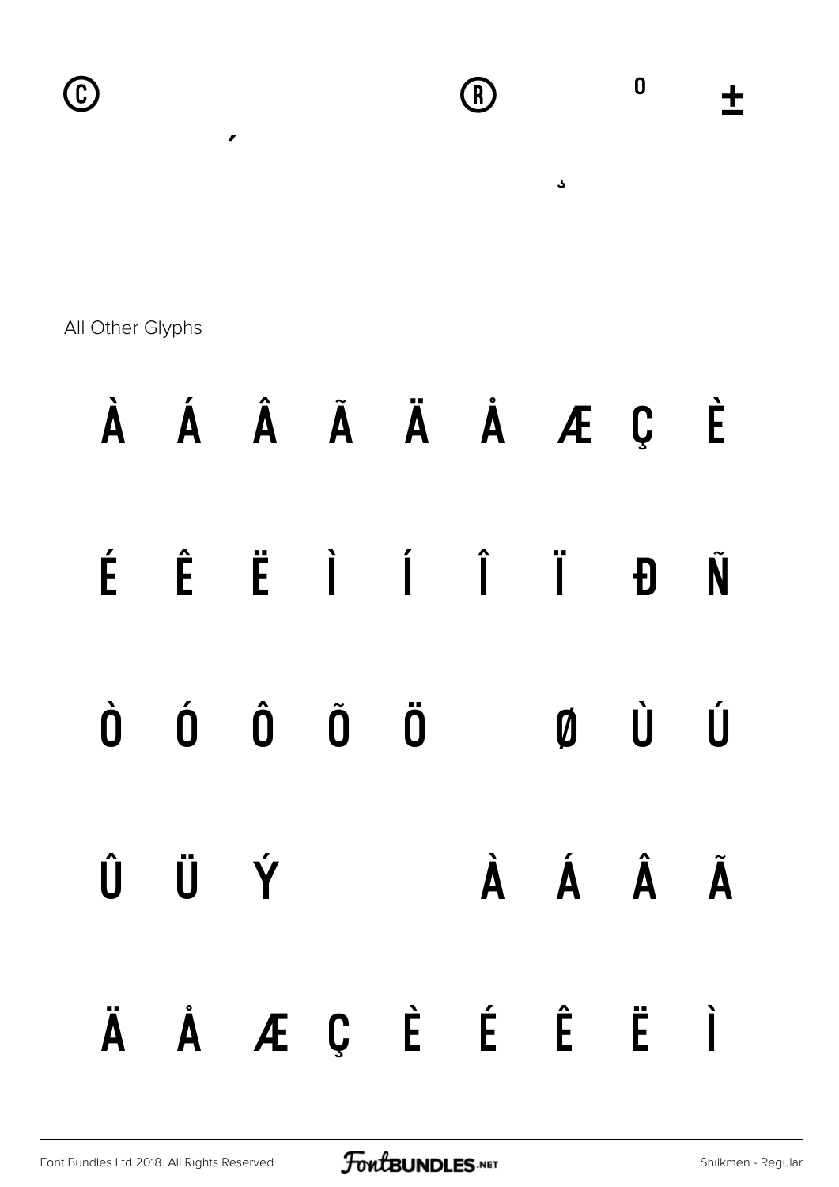© ® ⁰ ±

´

¸

All Other Glyphs

À Á Â Ã Ä Å Æ Ç È

É Ê Ë Ì Í Î Ï Ð Ñ

Ò Ó Ô Õ Ö Ø Ù Ú

Û Ü Ý à á â ã

ä å æ ç è é ê ë ì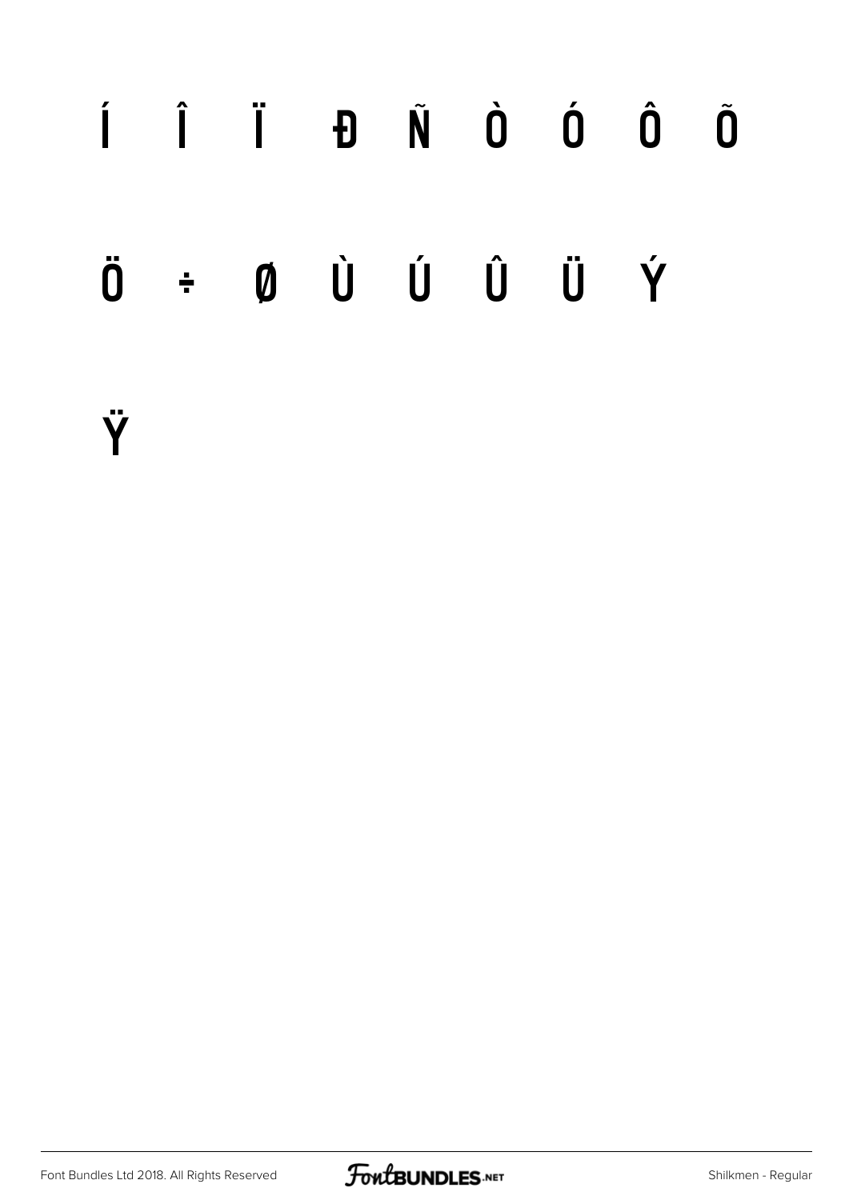Í Î Ï Đ Ñ Ò Ó Ô Õ

Ö ÷ Ø Ù Ú Û Ü Ý

Ÿ